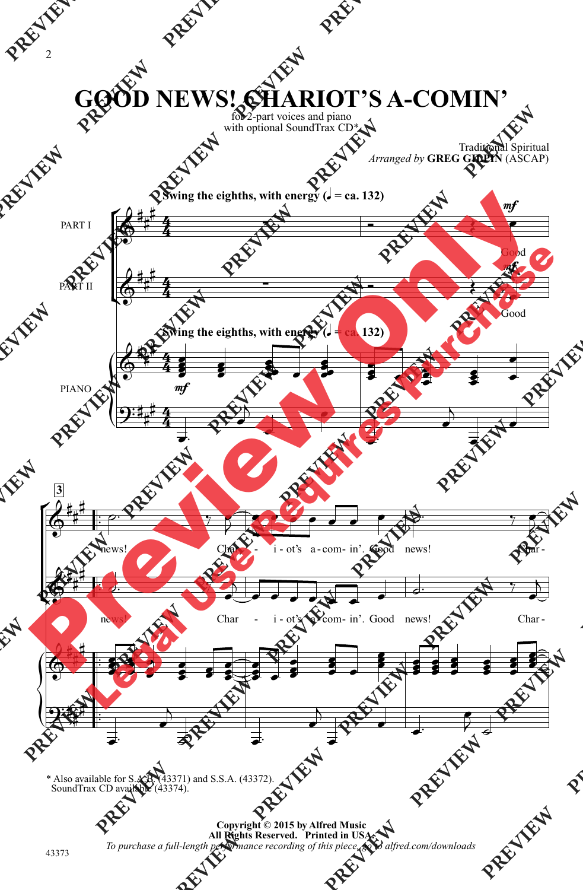# GOOD NEWS! CHARIOT'S A-COMIN'

for 2-part voices and piano
with optional SoundTrax CD*

Traditional Spiritual
*Arranged by* **GREG GILPIN** (ASCAP)

**Swing the eighths, with energy (♩ = ca. 132)**

PART I

PART II

PIANO

Good news! Char - i - ot's a - com - in'. Good news! Char -

\* Also available for S.A.B. (43371) and S.S.A. (43372).
SoundTrax CD available (43374).

**Copyright © 2015 by Alfred Music**
**All Rights Reserved. Printed in USA.**
*To purchase a full-length performance recording of this piece, go to alfred.com/downloads*

43373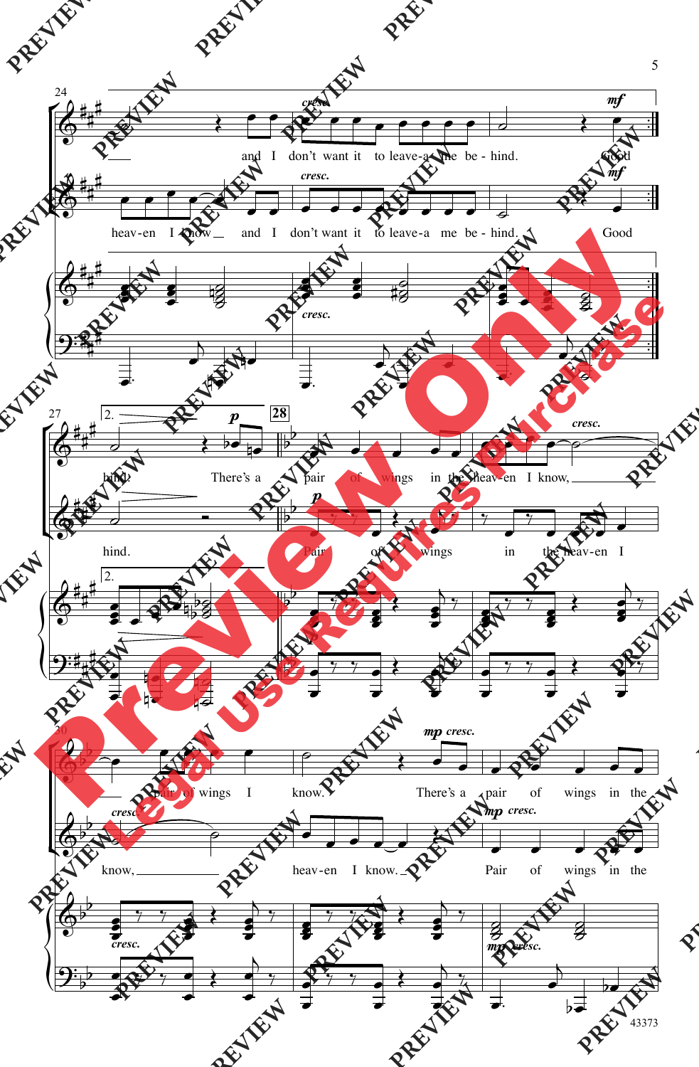and I don't want it to leave-a me be-hind. Good

heav-en I know and I don't want it to leave-a me be-hind. Good

hind. There's a pair of wings in the heav-en I know,

hind. Pair of wings in the heav-en I

pair of wings I know. There's a pair of wings in the

know, heav-en I know. Pair of wings in the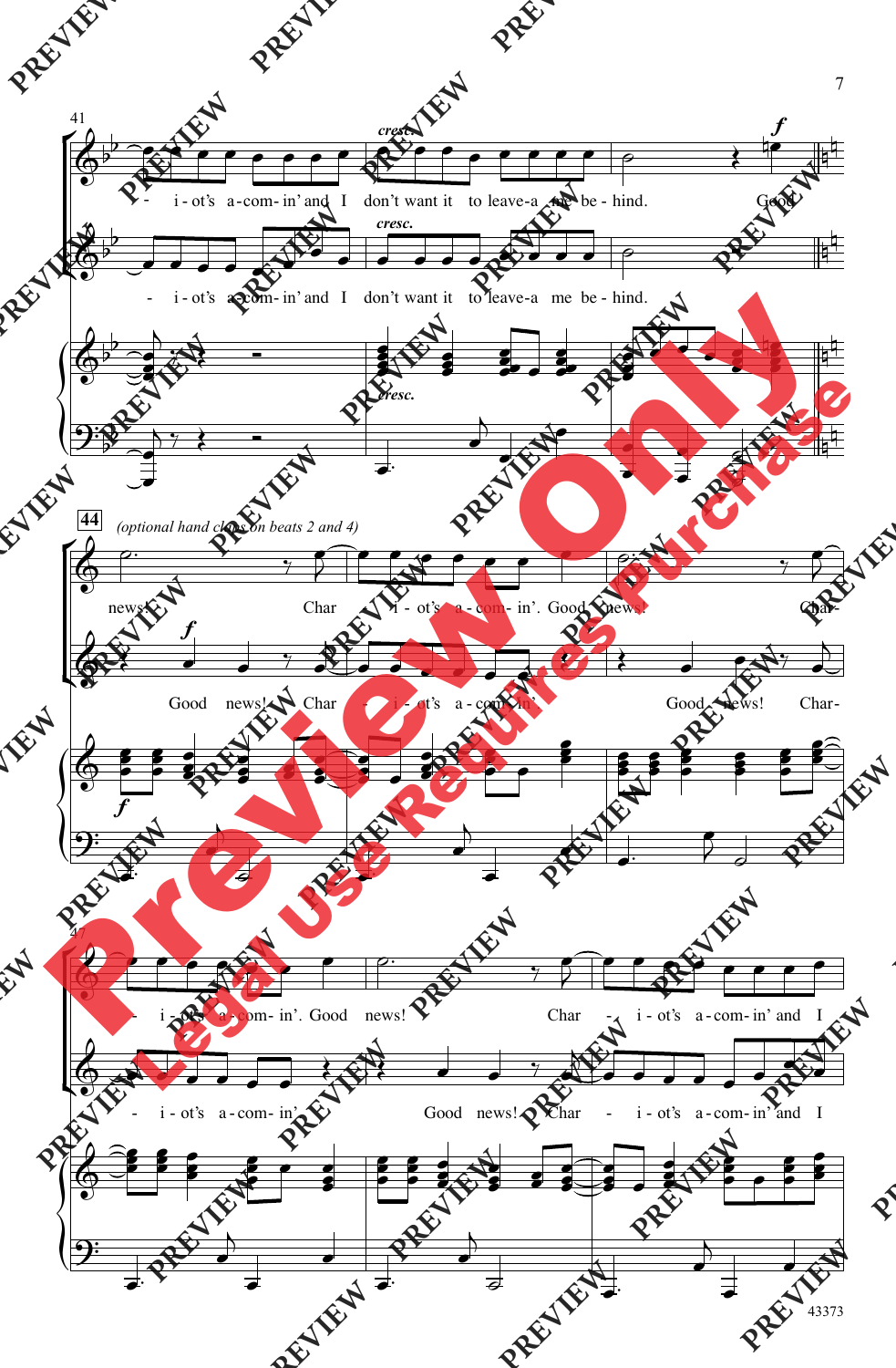41

*cresc.*

- i - ot's a - com - in' and I don't want it to leave - a me be - hind. Good

*f*

- i - ot's a - com - in' and I don't want it to leave - a me be - hind.

*cresc.*

44 *(optional hand claps on beats 2 and 4)*

news! Char - i - ot's a - com - in'. Good news! Char -

*f*

Good news! Char - i - ot's a - com - in'. Good news! Char -

47

- i - ot's a - com - in'. Good news! Char - i - ot's a - com - in' and I

- i - ot's a - com - in'. Good news! Char - i - ot's a - com - in' and I